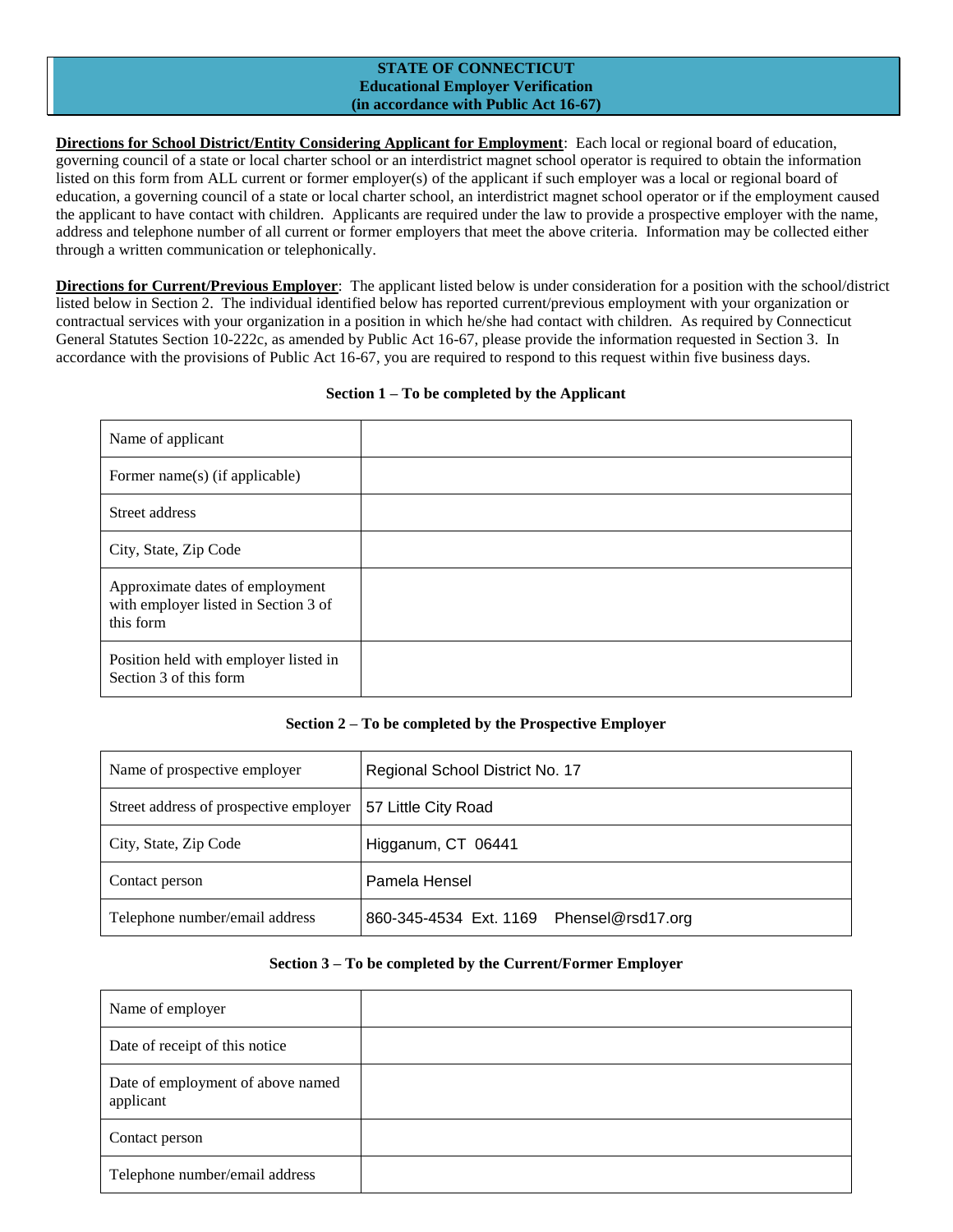# STATE OF CONNECTICUT
## Educational Employer Verification
### (in accordance with Public Act 16-67)

**Directions for School District/Entity Considering Applicant for Employment**: Each local or regional board of education, governing council of a state or local charter school or an interdistrict magnet school operator is required to obtain the information listed on this form from ALL current or former employer(s) of the applicant if such employer was a local or regional board of education, a governing council of a state or local charter school, an interdistrict magnet school operator or if the employment caused the applicant to have contact with children. Applicants are required under the law to provide a prospective employer with the name, address and telephone number of all current or former employers that meet the above criteria. Information may be collected either through a written communication or telephonically.

**Directions for Current/Previous Employer**: The applicant listed below is under consideration for a position with the school/district listed below in Section 2. The individual identified below has reported current/previous employment with your organization or contractual services with your organization in a position in which he/she had contact with children. As required by Connecticut General Statutes Section 10-222c, as amended by Public Act 16-67, please provide the information requested in Section 3. In accordance with the provisions of Public Act 16-67, you are required to respond to this request within five business days.

**Section 1 – To be completed by the Applicant**

| | |
|---|---|
| Name of applicant | |
| Former name(s) (if applicable) | |
| Street address | |
| City, State, Zip Code | |
| Approximate dates of employment with employer listed in Section 3 of this form | |
| Position held with employer listed in Section 3 of this form | |

**Section 2 – To be completed by the Prospective Employer**

| | |
|---|---|
| Name of prospective employer | Regional School District No. 17 |
| Street address of prospective employer | 57 Little City Road |
| City, State, Zip Code | Higganum, CT 06441 |
| Contact person | Pamela Hensel |
| Telephone number/email address | 860-345-4534 Ext. 1169 Phensel@rsd17.org |

**Section 3 – To be completed by the Current/Former Employer**

| | |
|---|---|
| Name of employer | |
| Date of receipt of this notice | |
| Date of employment of above named applicant | |
| Contact person | |
| Telephone number/email address | |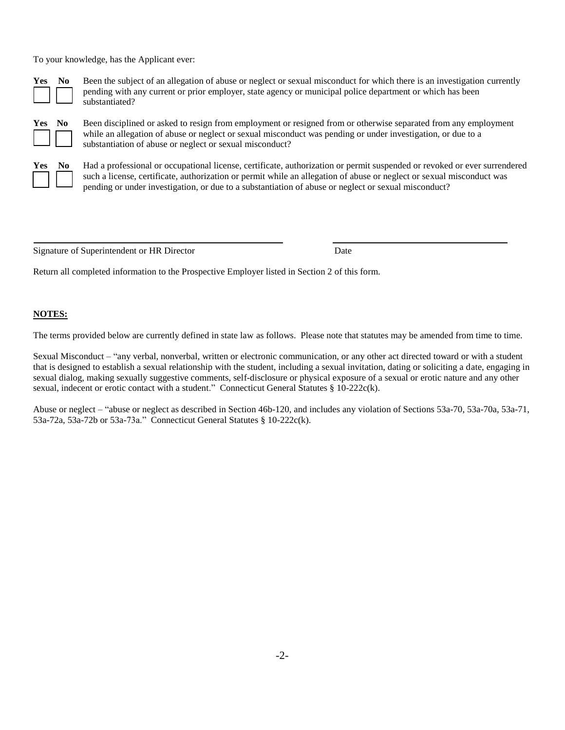To your knowledge, has the Applicant ever:

**Yes** ☐ **No** ☐ Been the subject of an allegation of abuse or neglect or sexual misconduct for which there is an investigation currently pending with any current or prior employer, state agency or municipal police department or which has been substantiated?

**Yes** ☐ **No** ☐ Been disciplined or asked to resign from employment or resigned from or otherwise separated from any employment while an allegation of abuse or neglect or sexual misconduct was pending or under investigation, or due to a substantiation of abuse or neglect or sexual misconduct?

**Yes** ☐ **No** ☐ Had a professional or occupational license, certificate, authorization or permit suspended or revoked or ever surrendered such a license, certificate, authorization or permit while an allegation of abuse or neglect or sexual misconduct was pending or under investigation, or due to a substantiation of abuse or neglect or sexual misconduct?

______________________________________ ______________________________

Signature of Superintendent or HR Director Date

Return all completed information to the Prospective Employer listed in Section 2 of this form.

**NOTES:**

The terms provided below are currently defined in state law as follows. Please note that statutes may be amended from time to time.

Sexual Misconduct – "any verbal, nonverbal, written or electronic communication, or any other act directed toward or with a student that is designed to establish a sexual relationship with the student, including a sexual invitation, dating or soliciting a date, engaging in sexual dialog, making sexually suggestive comments, self-disclosure or physical exposure of a sexual or erotic nature and any other sexual, indecent or erotic contact with a student." Connecticut General Statutes § 10-222c(k).

Abuse or neglect – "abuse or neglect as described in Section 46b-120, and includes any violation of Sections 53a-70, 53a-70a, 53a-71, 53a-72a, 53a-72b or 53a-73a." Connecticut General Statutes § 10-222c(k).